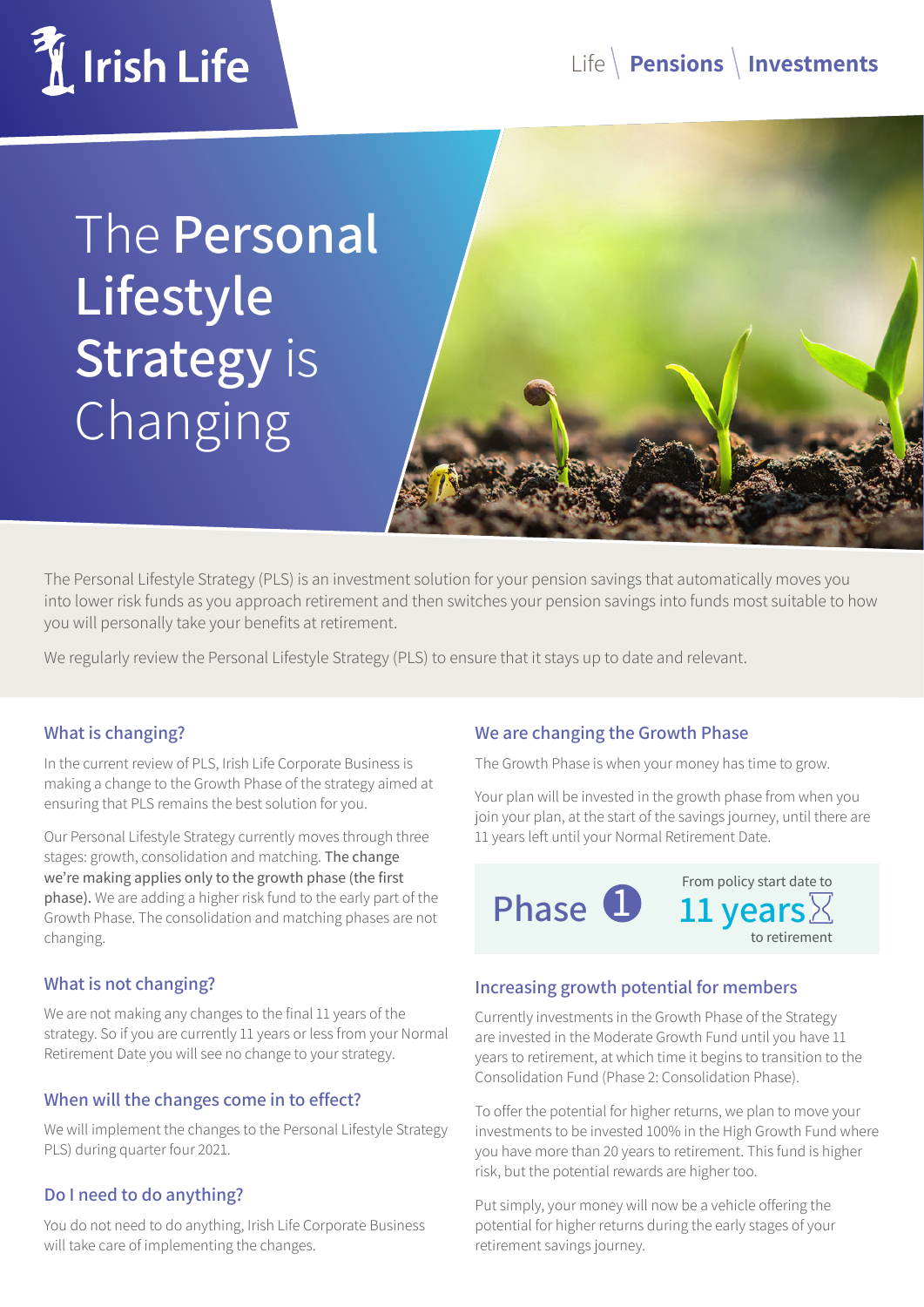Irish Life

Life | **Pensions** | **Investments**

# The **Personal Lifestyle Strategy** is Changing

The Personal Lifestyle Strategy (PLS) is an investment solution for your pension savings that automatically moves you into lower risk funds as you approach retirement and then switches your pension savings into funds most suitable to how you will personally take your benefits at retirement.

We regularly review the Personal Lifestyle Strategy (PLS) to ensure that it stays up to date and relevant.

## What is changing?

In the current review of PLS, Irish Life Corporate Business is making a change to the Growth Phase of the strategy aimed at ensuring that PLS remains the best solution for you.

Our Personal Lifestyle Strategy currently moves through three stages: growth, consolidation and matching. The change we're making applies only to the growth phase (the first phase). We are adding a higher risk fund to the early part of the Growth Phase. The consolidation and matching phases are not changing.

## What is not changing?

We are not making any changes to the final 11 years of the strategy. So if you are currently 11 years or less from your Normal Retirement Date you will see no change to your strategy.

## When will the changes come in to effect?

We will implement the changes to the Personal Lifestyle Strategy PLS) during quarter four 2021.

## Do I need to do anything?

You do not need to do anything, Irish Life Corporate Business will take care of implementing the changes.

## We are changing the Growth Phase

The Growth Phase is when your money has time to grow.

Your plan will be invested in the growth phase from when you join your plan, at the start of the savings journey, until there are 11 years left until your Normal Retirement Date.

**Phase 1** — From policy start date to **11 years** to retirement

## Increasing growth potential for members

Currently investments in the Growth Phase of the Strategy are invested in the Moderate Growth Fund until you have 11 years to retirement, at which time it begins to transition to the Consolidation Fund (Phase 2: Consolidation Phase).

To offer the potential for higher returns, we plan to move your investments to be invested 100% in the High Growth Fund where you have more than 20 years to retirement. This fund is higher risk, but the potential rewards are higher too.

Put simply, your money will now be a vehicle offering the potential for higher returns during the early stages of your retirement savings journey.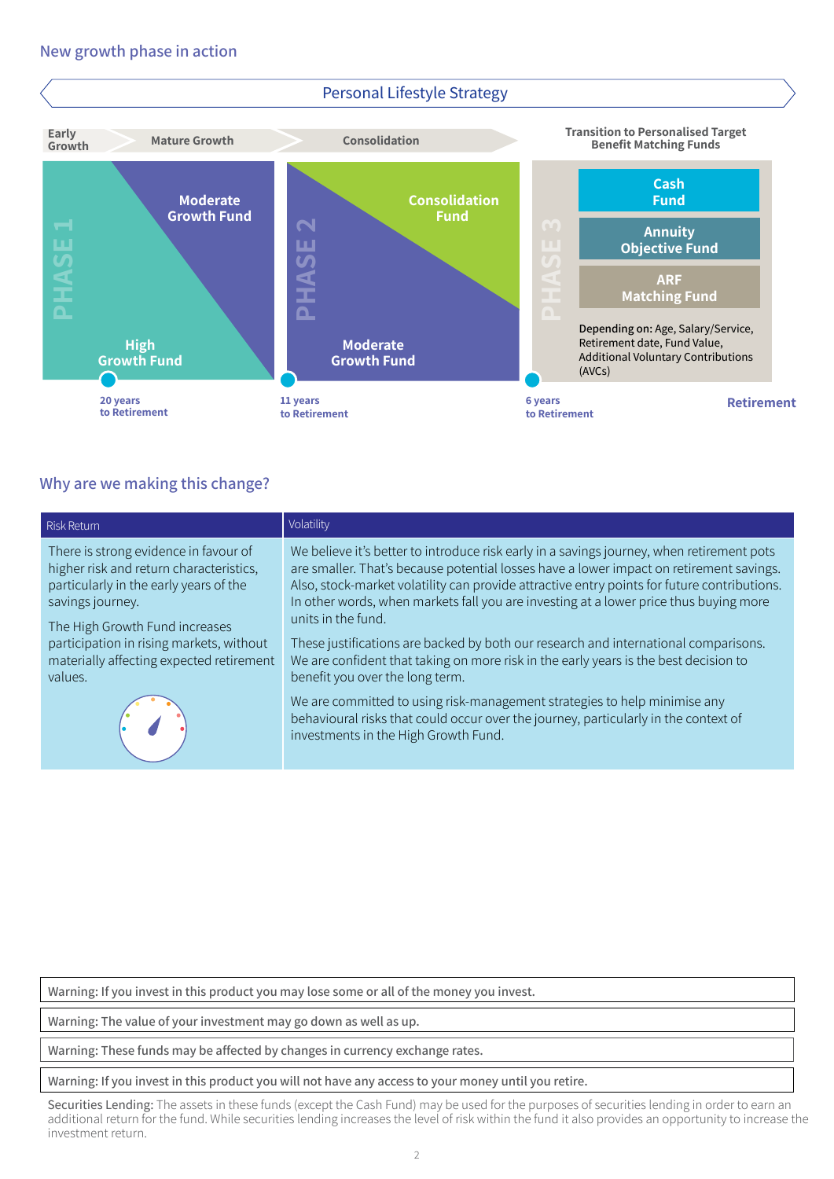## New growth phase in action

**Personal Lifestyle Strategy**

| Early Growth | Mature Growth | Consolidation | Transition to Personalised Target Benefit Matching Funds |
|---|---|---|---|
| **PHASE 1** | | **PHASE 2** | **PHASE 3** |
| High Growth Fund → Moderate Growth Fund | | Moderate Growth Fund → Consolidation Fund | Cash Fund / Annuity Objective Fund / ARF Matching Fund |
| 20 years to Retirement | | 11 years to Retirement | 6 years to Retirement → Retirement |

**Depending on:** Age, Salary/Service, Retirement date, Fund Value, Additional Voluntary Contributions (AVCs)

## Why are we making this change?

| Risk Return | Volatility |
|---|---|
| There is strong evidence in favour of higher risk and return characteristics, particularly in the early years of the savings journey.<br><br>The High Growth Fund increases participation in rising markets, without materially affecting expected retirement values. | We believe it's better to introduce risk early in a savings journey, when retirement pots are smaller. That's because potential losses have a lower impact on retirement savings. Also, stock-market volatility can provide attractive entry points for future contributions. In other words, when markets fall you are investing at a lower price thus buying more units in the fund.<br><br>These justifications are backed by both our research and international comparisons. We are confident that taking on more risk in the early years is the best decision to benefit you over the long term.<br><br>We are committed to using risk-management strategies to help minimise any behavioural risks that could occur over the journey, particularly in the context of investments in the High Growth Fund. |

Warning: If you invest in this product you may lose some or all of the money you invest.

Warning: The value of your investment may go down as well as up.

Warning: These funds may be affected by changes in currency exchange rates.

Warning: If you invest in this product you will not have any access to your money until you retire.

Securities Lending: The assets in these funds (except the Cash Fund) may be used for the purposes of securities lending in order to earn an additional return for the fund. While securities lending increases the level of risk within the fund it also provides an opportunity to increase the investment return.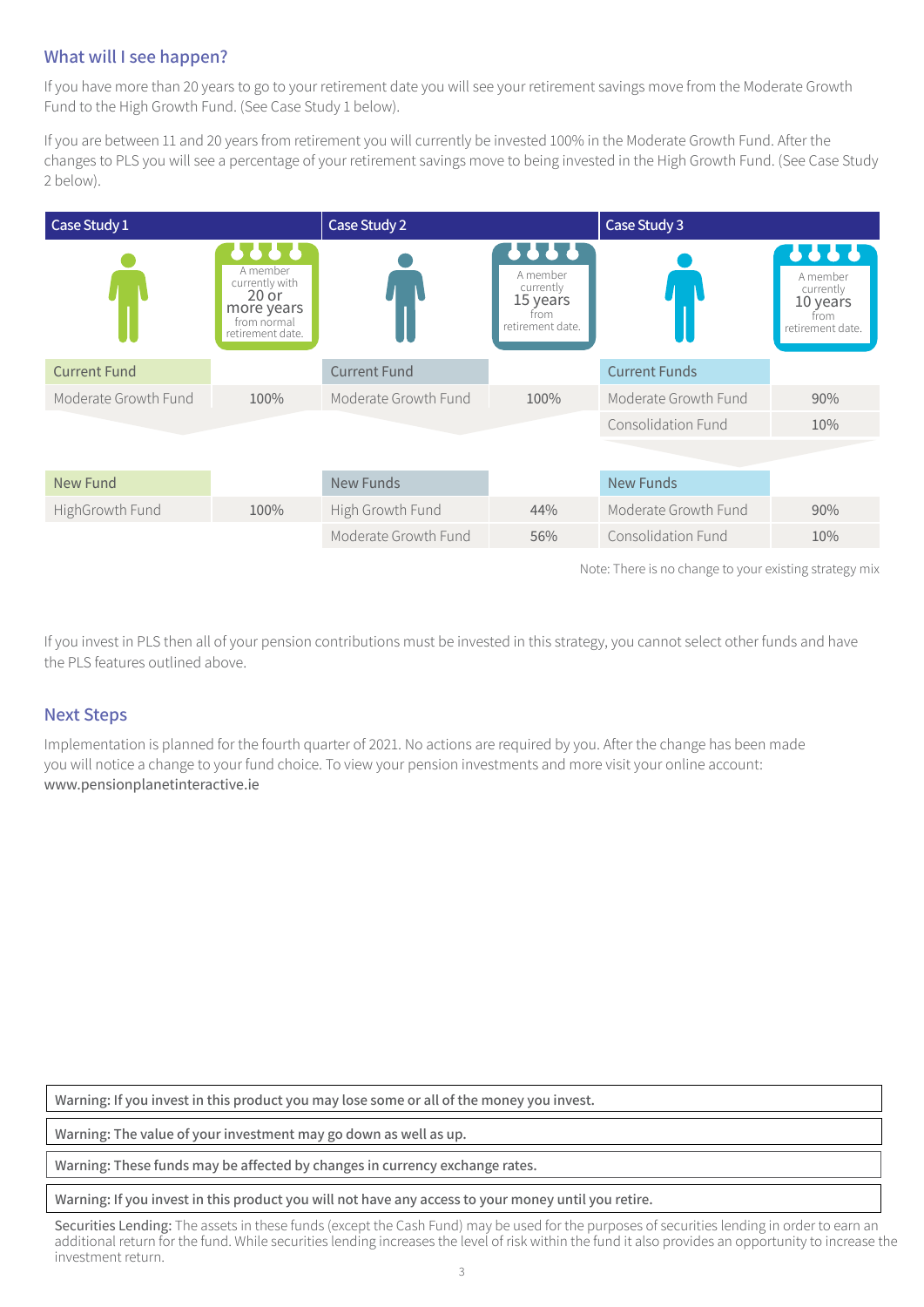## What will I see happen?

If you have more than 20 years to go to your retirement date you will see your retirement savings move from the Moderate Growth Fund to the High Growth Fund. (See Case Study 1 below).

If you are between 11 and 20 years from retirement you will currently be invested 100% in the Moderate Growth Fund. After the changes to PLS you will see a percentage of your retirement savings move to being invested in the High Growth Fund. (See Case Study 2 below).

| Case Study 1 | | Case Study 2 | | Case Study 3 | |
|---|---|---|---|---|---|
| | A member currently with 20 or more years from normal retirement date. | | A member currently 15 years from retirement date. | | A member currently 10 years from retirement date. |
| Current Fund | | Current Fund | | Current Funds | |
| Moderate Growth Fund | 100% | Moderate Growth Fund | 100% | Moderate Growth Fund | 90% |
| | | | | Consolidation Fund | 10% |
| New Fund | | New Funds | | New Funds | |
| HighGrowth Fund | 100% | High Growth Fund | 44% | Moderate Growth Fund | 90% |
| | | Moderate Growth Fund | 56% | Consolidation Fund | 10% |

Note: There is no change to your existing strategy mix

If you invest in PLS then all of your pension contributions must be invested in this strategy, you cannot select other funds and have the PLS features outlined above.

## Next Steps

Implementation is planned for the fourth quarter of 2021. No actions are required by you. After the change has been made you will notice a change to your fund choice. To view your pension investments and more visit your online account: www.pensionplanetinteractive.ie

**Warning: If you invest in this product you may lose some or all of the money you invest.**

**Warning: The value of your investment may go down as well as up.**

**Warning: These funds may be affected by changes in currency exchange rates.**

**Warning: If you invest in this product you will not have any access to your money until you retire.**

**Securities Lending:** The assets in these funds (except the Cash Fund) may be used for the purposes of securities lending in order to earn an additional return for the fund. While securities lending increases the level of risk within the fund it also provides an opportunity to increase the investment return.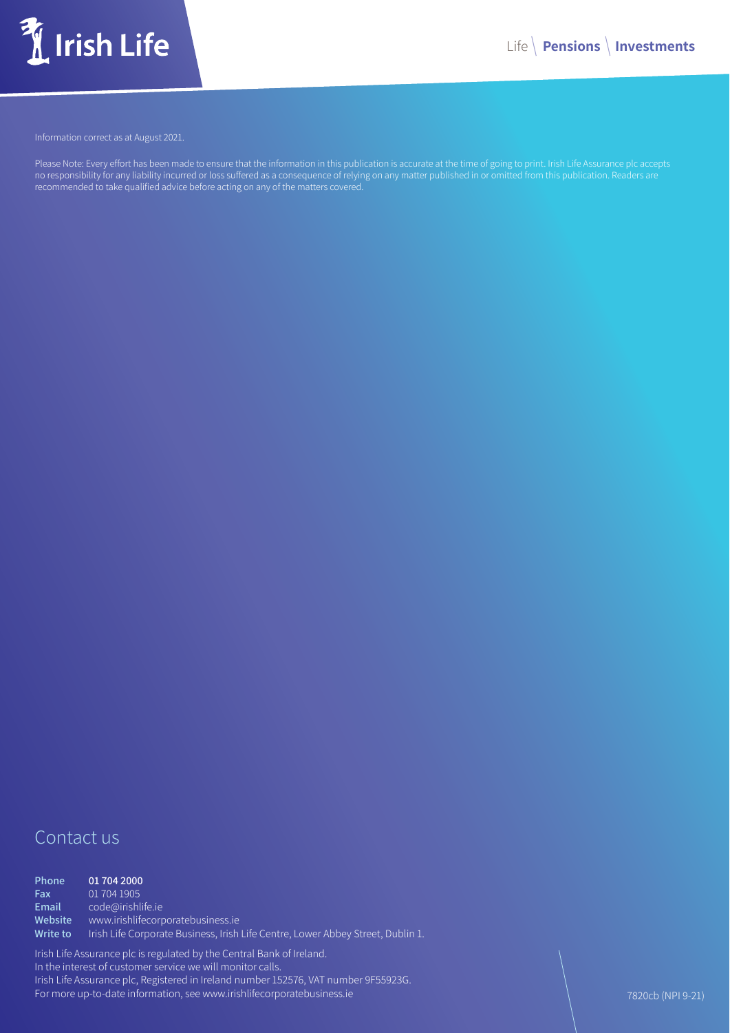Information correct as at August 2021.

Please Note: Every effort has been made to ensure that the information in this publication is accurate at the time of going to print. Irish Life Assurance plc accepts no responsibility for any liability incurred or loss suffered as a consequence of relying on any matter published in or omitted from this publication. Readers are recommended to take qualified advice before acting on any of the matters covered.

## Contact us

**Phone** **01 704 2000**
**Fax** 01 704 1905
**Email** code@irishlife.ie
**Website** www.irishlifecorporatebusiness.ie
**Write to** Irish Life Corporate Business, Irish Life Centre, Lower Abbey Street, Dublin 1.

Irish Life Assurance plc is regulated by the Central Bank of Ireland.
In the interest of customer service we will monitor calls.
Irish Life Assurance plc, Registered in Ireland number 152576, VAT number 9F55923G.
For more up-to-date information, see www.irishlifecorporatebusiness.ie

7820cb (NPI 9-21)